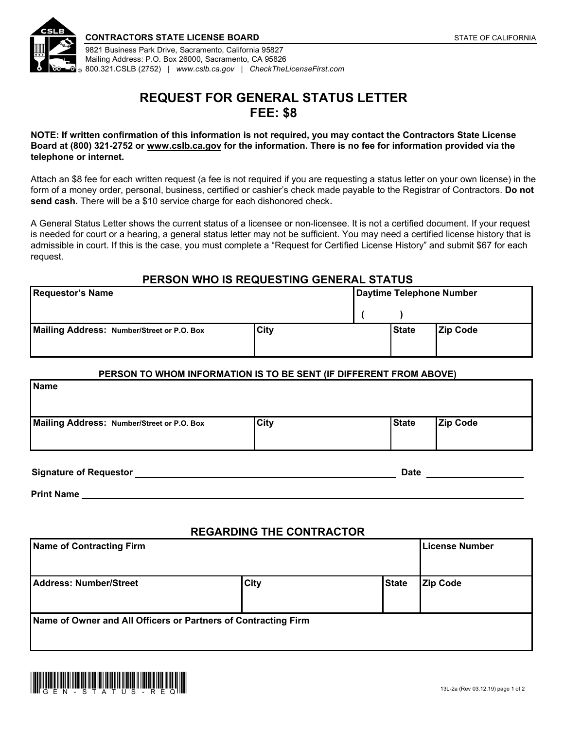**CONTRACTORS STATE LICENSE BOARD** STATE OF CALIFORNIA

9821 Business Park Drive, Sacramento, California 95827
Mailing Address: P.O. Box 26000, Sacramento, CA 95826
800.321.CSLB (2752) | *www.cslb.ca.gov* | *CheckTheLicenseFirst.com*

# REQUEST FOR GENERAL STATUS LETTER
# FEE: $8

**NOTE: If written confirmation of this information is not required, you may contact the Contractors State License Board at (800) 321-2752 or www.cslb.ca.gov for the information. There is no fee for information provided via the telephone or internet.**

Attach an $8 fee for each written request (a fee is not required if you are requesting a status letter on your own license) in the form of a money order, personal, business, certified or cashier's check made payable to the Registrar of Contractors. **Do not send cash.** There will be a $10 service charge for each dishonored check.

A General Status Letter shows the current status of a licensee or non-licensee. It is not a certified document. If your request is needed for court or a hearing, a general status letter may not be sufficient. You may need a certified license history that is admissible in court. If this is the case, you must complete a "Request for Certified License History" and submit $67 for each request.

## PERSON WHO IS REQUESTING GENERAL STATUS

| Requestor's Name | | Daytime Telephone Number ( ) | |
|---|---|---|---|
| **Mailing Address:** Number/Street or P.O. Box | City | State | Zip Code |
| | | | |

### PERSON TO WHOM INFORMATION IS TO BE SENT (IF DIFFERENT FROM ABOVE)

| Name | | | |
|---|---|---|---|
| **Mailing Address:** Number/Street or P.O. Box | City | State | Zip Code |
| | | | |

Signature of Requestor ______________________________ Date ______________

Print Name ______________________________________________

## REGARDING THE CONTRACTOR

| Name of Contracting Firm | | | License Number |
|---|---|---|---|
| **Address: Number/Street** | City | State | Zip Code |
| | | | |
| **Name of Owner and All Officers or Partners of Contracting Firm** | | | |
| | | | |

GEN-STATUS-REQ

13L-2a (Rev 03.12.19)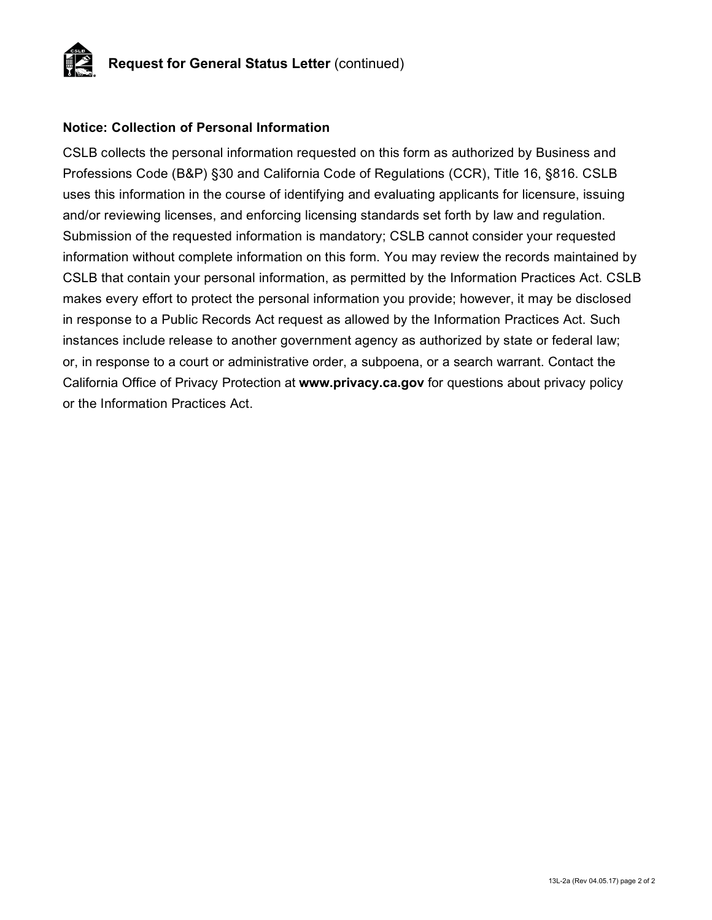## Notice: Collection of Personal Information

CSLB collects the personal information requested on this form as authorized by Business and Professions Code (B&P) §30 and California Code of Regulations (CCR), Title 16, §816. CSLB uses this information in the course of identifying and evaluating applicants for licensure, issuing and/or reviewing licenses, and enforcing licensing standards set forth by law and regulation. Submission of the requested information is mandatory; CSLB cannot consider your requested information without complete information on this form. You may review the records maintained by CSLB that contain your personal information, as permitted by the Information Practices Act. CSLB makes every effort to protect the personal information you provide; however, it may be disclosed in response to a Public Records Act request as allowed by the Information Practices Act. Such instances include release to another government agency as authorized by state or federal law; or, in response to a court or administrative order, a subpoena, or a search warrant. Contact the California Office of Privacy Protection at **www.privacy.ca.gov** for questions about privacy policy or the Information Practices Act.